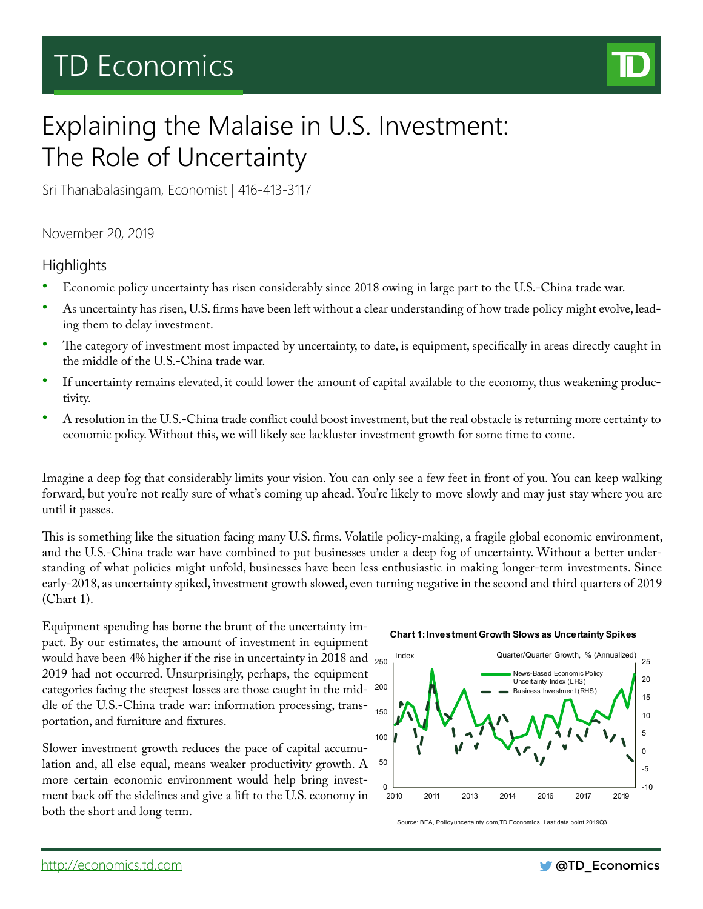# TD Economics

# Explaining the Malaise in U.S. Investment: The Role of Uncertainty

Sri Thanabalasingam, Economist | 416-413-3117

November 20, 2019

## Highlights

- Economic policy uncertainty has risen considerably since 2018 owing in large part to the U.S.-China trade war.
- As uncertainty has risen, U.S. firms have been left without a clear understanding of how trade policy might evolve, leading them to delay investment.
- The category of investment most impacted by uncertainty, to date, is equipment, specifically in areas directly caught in the middle of the U.S.-China trade war.
- If uncertainty remains elevated, it could lower the amount of capital available to the economy, thus weakening productivity.
- A resolution in the U.S.-China trade conflict could boost investment, but the real obstacle is returning more certainty to economic policy. Without this, we will likely see lackluster investment growth for some time to come.

Imagine a deep fog that considerably limits your vision. You can only see a few feet in front of you. You can keep walking forward, but you're not really sure of what's coming up ahead. You're likely to move slowly and may just stay where you are until it passes.

This is something like the situation facing many U.S. firms. Volatile policy-making, a fragile global economic environment, and the U.S.-China trade war have combined to put businesses under a deep fog of uncertainty. Without a better understanding of what policies might unfold, businesses have been less enthusiastic in making longer-term investments. Since early-2018, as uncertainty spiked, investment growth slowed, even turning negative in the second and third quarters of 2019 (Chart 1).

Equipment spending has borne the brunt of the uncertainty impact. By our estimates, the amount of investment in equipment would have been 4% higher if the rise in uncertainty in 2018 and 2019 had not occurred. Unsurprisingly, perhaps, the equipment categories facing the steepest losses are those caught in the middle of the U.S.-China trade war: information processing, transportation, and furniture and fixtures.

Slower investment growth reduces the pace of capital accumulation and, all else equal, means weaker productivity growth. A more certain economic environment would help bring investment back off the sidelines and give a lift to the U.S. economy in both the short and long term.

**Chart 1: Investment Growth Slows as Uncertainty Spikes**

Source: BEA, Policyuncertainty.com, TD Economics. Last data point 2019Q3.

http://economics.td.com

@TD_Economics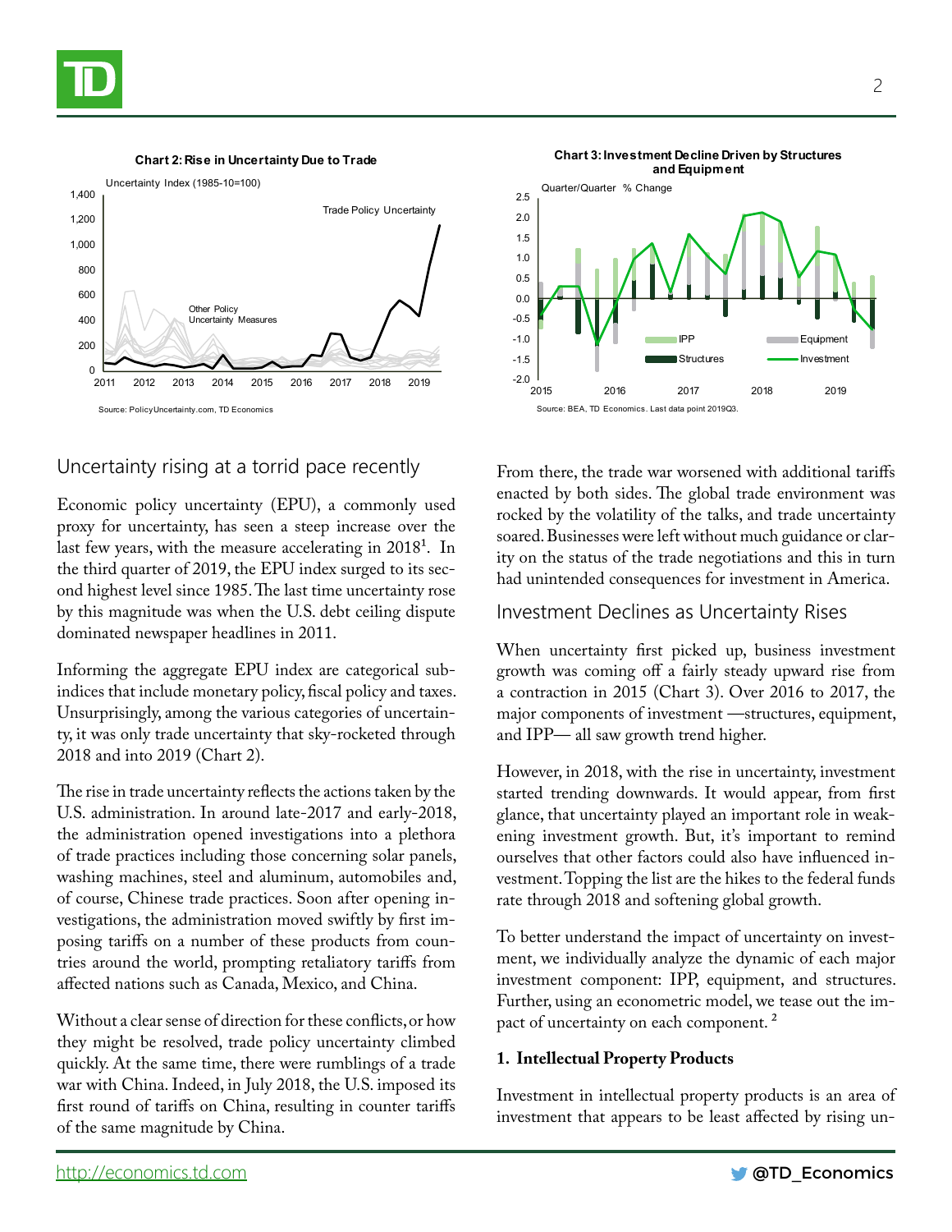**Chart 2: Rise in Uncertainty Due to Trade**

Source: PolicyUncertainty.com, TD Economics

**Chart 3: Investment Decline Driven by Structures and Equipment**

Source: BEA, TD Economics. Last data point 2019Q3.

## Uncertainty rising at a torrid pace recently

Economic policy uncertainty (EPU), a commonly used proxy for uncertainty, has seen a steep increase over the last few years, with the measure accelerating in 2018[1]. In the third quarter of 2019, the EPU index surged to its second highest level since 1985. The last time uncertainty rose by this magnitude was when the U.S. debt ceiling dispute dominated newspaper headlines in 2011.

Informing the aggregate EPU index are categorical sub-indices that include monetary policy, fiscal policy and taxes. Unsurprisingly, among the various categories of uncertainty, it was only trade uncertainty that sky-rocketed through 2018 and into 2019 (Chart 2).

The rise in trade uncertainty reflects the actions taken by the U.S. administration. In around late-2017 and early-2018, the administration opened investigations into a plethora of trade practices including those concerning solar panels, washing machines, steel and aluminum, automobiles and, of course, Chinese trade practices. Soon after opening investigations, the administration moved swiftly by first imposing tariffs on a number of these products from countries around the world, prompting retaliatory tariffs from affected nations such as Canada, Mexico, and China.

Without a clear sense of direction for these conflicts, or how they might be resolved, trade policy uncertainty climbed quickly. At the same time, there were rumblings of a trade war with China. Indeed, in July 2018, the U.S. imposed its first round of tariffs on China, resulting in counter tariffs of the same magnitude by China.

From there, the trade war worsened with additional tariffs enacted by both sides. The global trade environment was rocked by the volatility of the talks, and trade uncertainty soared. Businesses were left without much guidance or clarity on the status of the trade negotiations and this in turn had unintended consequences for investment in America.

## Investment Declines as Uncertainty Rises

When uncertainty first picked up, business investment growth was coming off a fairly steady upward rise from a contraction in 2015 (Chart 3). Over 2016 to 2017, the major components of investment —structures, equipment, and IPP— all saw growth trend higher.

However, in 2018, with the rise in uncertainty, investment started trending downwards. It would appear, from first glance, that uncertainty played an important role in weakening investment growth. But, it's important to remind ourselves that other factors could also have influenced investment. Topping the list are the hikes to the federal funds rate through 2018 and softening global growth.

To better understand the impact of uncertainty on investment, we individually analyze the dynamic of each major investment component: IPP, equipment, and structures. Further, using an econometric model, we tease out the impact of uncertainty on each component. [2]

**1. Intellectual Property Products**

Investment in intellectual property products is an area of investment that appears to be least affected by rising un-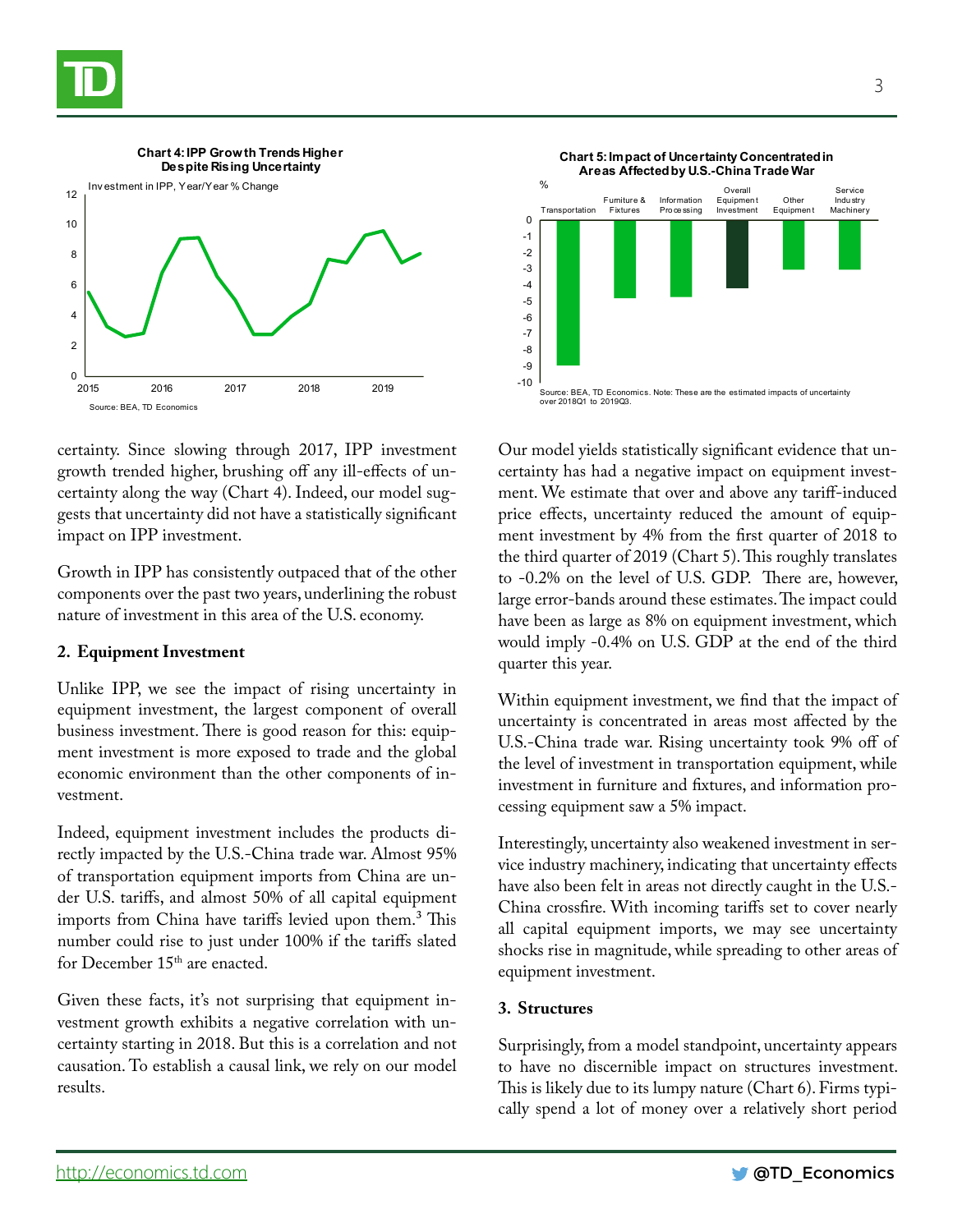**Chart 4: IPP Growth Trends Higher Despite Rising Uncertainty**

Investment in IPP, Year/Year % Change

Source: BEA, TD Economics

**Chart 5: Impact of Uncertainty Concentrated in Areas Affected by U.S.-China Trade War**

Source: BEA, TD Economics. Note: These are the estimated impacts of uncertainty over 2018Q1 to 2019Q3.

certainty. Since slowing through 2017, IPP investment growth trended higher, brushing off any ill-effects of uncertainty along the way (Chart 4). Indeed, our model suggests that uncertainty did not have a statistically significant impact on IPP investment.

Growth in IPP has consistently outpaced that of the other components over the past two years, underlining the robust nature of investment in this area of the U.S. economy.

### 2. Equipment Investment

Unlike IPP, we see the impact of rising uncertainty in equipment investment, the largest component of overall business investment. There is good reason for this: equipment investment is more exposed to trade and the global economic environment than the other components of investment.

Indeed, equipment investment includes the products directly impacted by the U.S.-China trade war. Almost 95% of transportation equipment imports from China are under U.S. tariffs, and almost 50% of all capital equipment imports from China have tariffs levied upon them.[3] This number could rise to just under 100% if the tariffs slated for December 15th are enacted.

Given these facts, it's not surprising that equipment investment growth exhibits a negative correlation with uncertainty starting in 2018. But this is a correlation and not causation. To establish a causal link, we rely on our model results.

Our model yields statistically significant evidence that uncertainty has had a negative impact on equipment investment. We estimate that over and above any tariff-induced price effects, uncertainty reduced the amount of equipment investment by 4% from the first quarter of 2018 to the third quarter of 2019 (Chart 5). This roughly translates to -0.2% on the level of U.S. GDP. There are, however, large error-bands around these estimates. The impact could have been as large as 8% on equipment investment, which would imply -0.4% on U.S. GDP at the end of the third quarter this year.

Within equipment investment, we find that the impact of uncertainty is concentrated in areas most affected by the U.S.-China trade war. Rising uncertainty took 9% off of the level of investment in transportation equipment, while investment in furniture and fixtures, and information processing equipment saw a 5% impact.

Interestingly, uncertainty also weakened investment in service industry machinery, indicating that uncertainty effects have also been felt in areas not directly caught in the U.S.-China crossfire. With incoming tariffs set to cover nearly all capital equipment imports, we may see uncertainty shocks rise in magnitude, while spreading to other areas of equipment investment.

### 3. Structures

Surprisingly, from a model standpoint, uncertainty appears to have no discernible impact on structures investment. This is likely due to its lumpy nature (Chart 6). Firms typically spend a lot of money over a relatively short period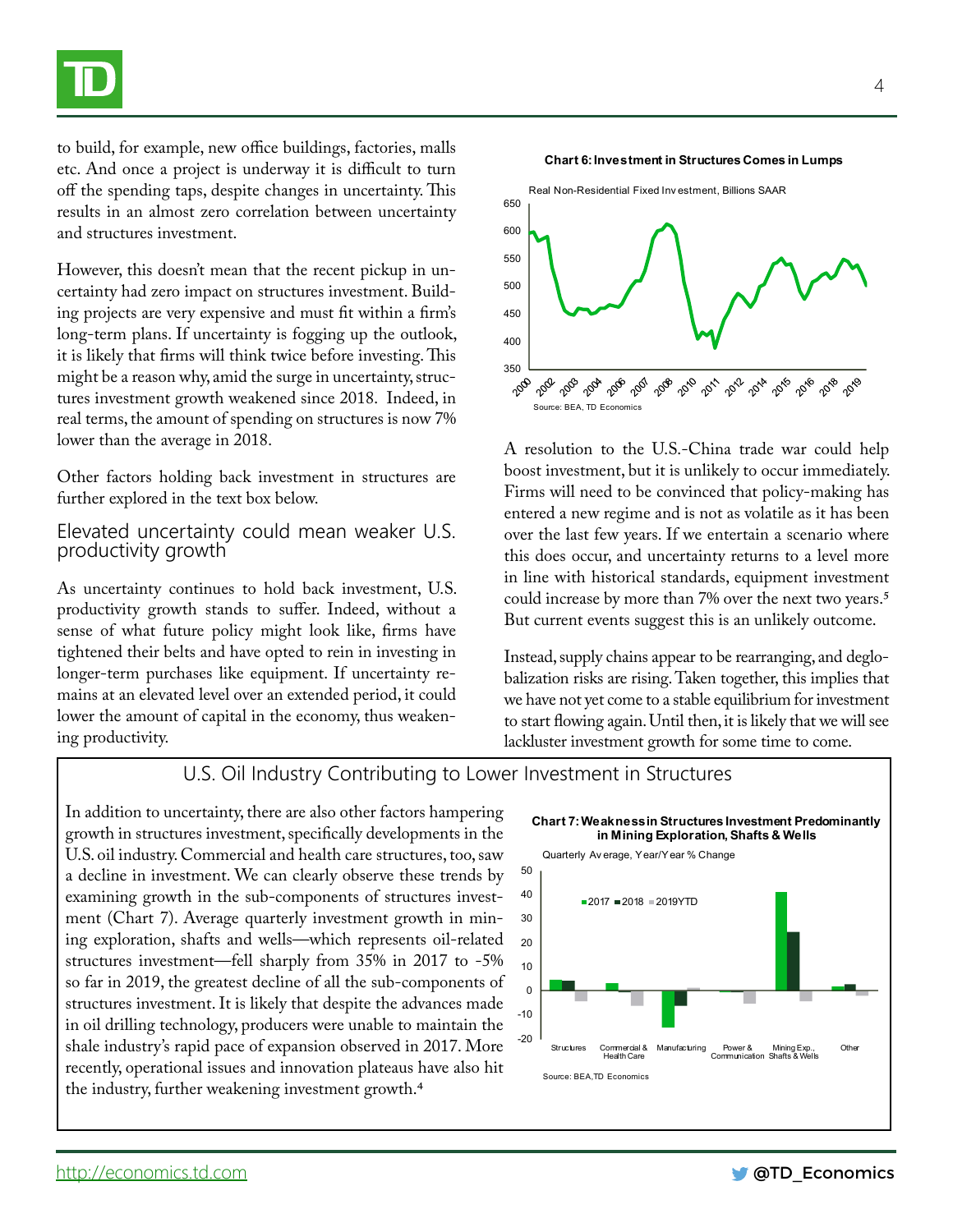to build, for example, new office buildings, factories, malls etc. And once a project is underway it is difficult to turn off the spending taps, despite changes in uncertainty. This results in an almost zero correlation between uncertainty and structures investment.

However, this doesn't mean that the recent pickup in uncertainty had zero impact on structures investment. Building projects are very expensive and must fit within a firm's long-term plans. If uncertainty is fogging up the outlook, it is likely that firms will think twice before investing. This might be a reason why, amid the surge in uncertainty, structures investment growth weakened since 2018. Indeed, in real terms, the amount of spending on structures is now 7% lower than the average in 2018.

Other factors holding back investment in structures are further explored in the text box below.

## Elevated uncertainty could mean weaker U.S. productivity growth

As uncertainty continues to hold back investment, U.S. productivity growth stands to suffer. Indeed, without a sense of what future policy might look like, firms have tightened their belts and have opted to rein in investing in longer-term purchases like equipment. If uncertainty remains at an elevated level over an extended period, it could lower the amount of capital in the economy, thus weakening productivity.

**Chart 6: Investment in Structures Comes in Lumps**

Real Non-Residential Fixed Investment, Billions SAAR

Source: BEA, TD Economics

A resolution to the U.S.-China trade war could help boost investment, but it is unlikely to occur immediately. Firms will need to be convinced that policy-making has entered a new regime and is not as volatile as it has been over the last few years. If we entertain a scenario where this does occur, and uncertainty returns to a level more in line with historical standards, equipment investment could increase by more than 7% over the next two years.[5] But current events suggest this is an unlikely outcome.

Instead, supply chains appear to be rearranging, and deglobalization risks are rising. Taken together, this implies that we have not yet come to a stable equilibrium for investment to start flowing again. Until then, it is likely that we will see lackluster investment growth for some time to come.

## U.S. Oil Industry Contributing to Lower Investment in Structures

In addition to uncertainty, there are also other factors hampering growth in structures investment, specifically developments in the U.S. oil industry. Commercial and health care structures, too, saw a decline in investment. We can clearly observe these trends by examining growth in the sub-components of structures investment (Chart 7). Average quarterly investment growth in mining exploration, shafts and wells—which represents oil-related structures investment—fell sharply from 35% in 2017 to -5% so far in 2019, the greatest decline of all the sub-components of structures investment. It is likely that despite the advances made in oil drilling technology, producers were unable to maintain the shale industry's rapid pace of expansion observed in 2017. More recently, operational issues and innovation plateaus have also hit the industry, further weakening investment growth.[4]

**Chart 7: Weakness in Structures Investment Predominantly in Mining Exploration, Shafts & Wells**

Quarterly Average, Year/Year % Change

Source: BEA, TD Economics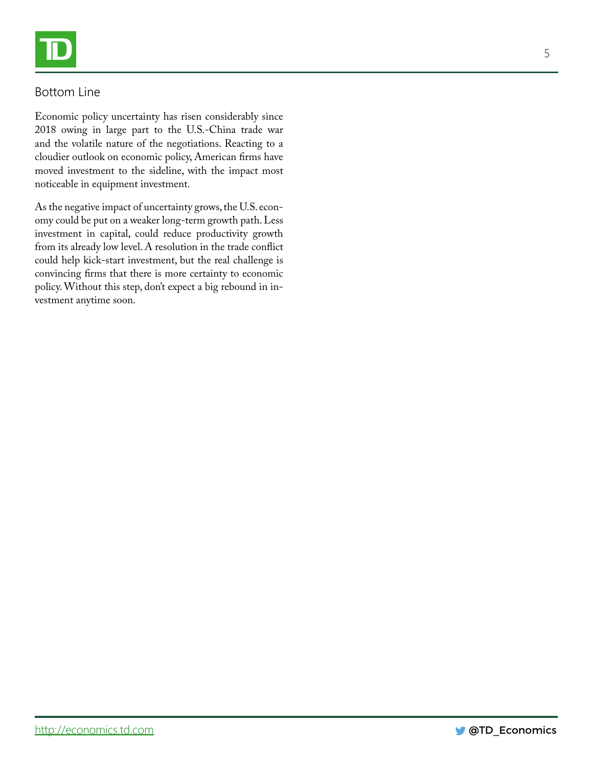## Bottom Line

Economic policy uncertainty has risen considerably since 2018 owing in large part to the U.S.-China trade war and the volatile nature of the negotiations. Reacting to a cloudier outlook on economic policy, American firms have moved investment to the sideline, with the impact most noticeable in equipment investment.

As the negative impact of uncertainty grows, the U.S. economy could be put on a weaker long-term growth path. Less investment in capital, could reduce productivity growth from its already low level. A resolution in the trade conflict could help kick-start investment, but the real challenge is convincing firms that there is more certainty to economic policy. Without this step, don't expect a big rebound in investment anytime soon.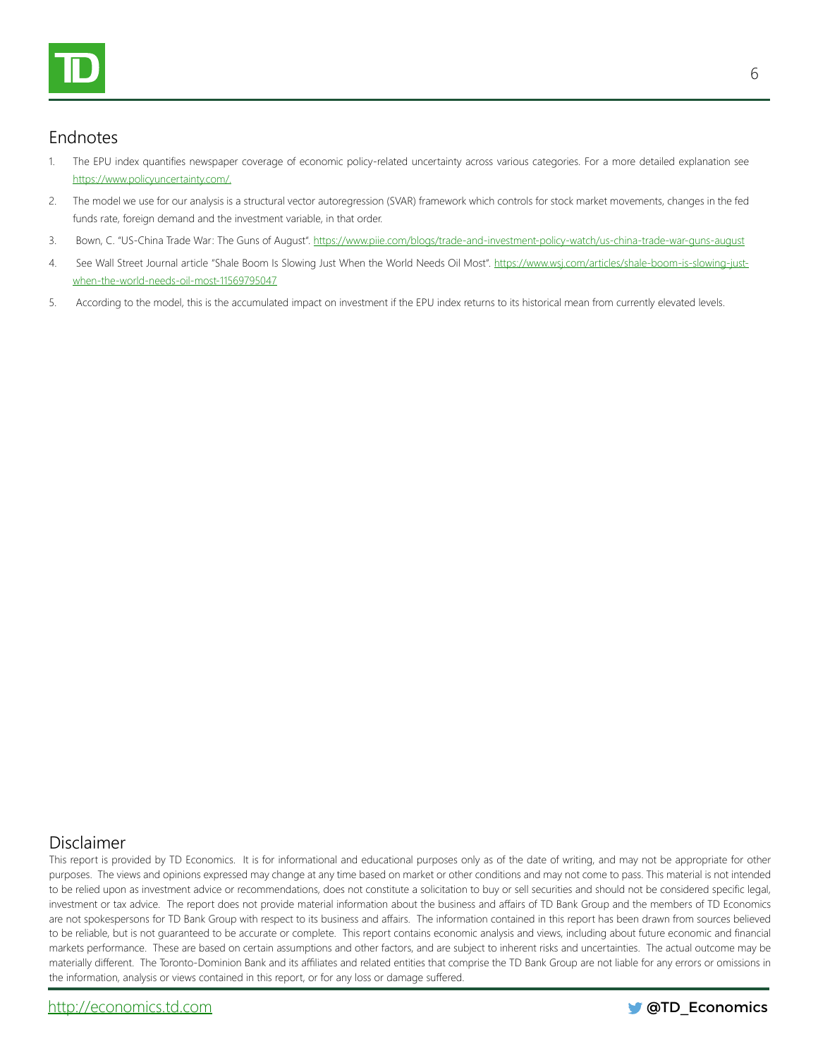## Endnotes

1. The EPU index quantifies newspaper coverage of economic policy-related uncertainty across various categories. For a more detailed explanation see https://www.policyuncertainty.com/.
2. The model we use for our analysis is a structural vector autoregression (SVAR) framework which controls for stock market movements, changes in the fed funds rate, foreign demand and the investment variable, in that order.
3. Bown, C. "US-China Trade War: The Guns of August". https://www.piie.com/blogs/trade-and-investment-policy-watch/us-china-trade-war-guns-august
4. See Wall Street Journal article "Shale Boom Is Slowing Just When the World Needs Oil Most". https://www.wsj.com/articles/shale-boom-is-slowing-just-when-the-world-needs-oil-most-11569795047
5. According to the model, this is the accumulated impact on investment if the EPU index returns to its historical mean from currently elevated levels.

## Disclaimer

This report is provided by TD Economics. It is for informational and educational purposes only as of the date of writing, and may not be appropriate for other purposes. The views and opinions expressed may change at any time based on market or other conditions and may not come to pass. This material is not intended to be relied upon as investment advice or recommendations, does not constitute a solicitation to buy or sell securities and should not be considered specific legal, investment or tax advice. The report does not provide material information about the business and affairs of TD Bank Group and the members of TD Economics are not spokespersons for TD Bank Group with respect to its business and affairs. The information contained in this report has been drawn from sources believed to be reliable, but is not guaranteed to be accurate or complete. This report contains economic analysis and views, including about future economic and financial markets performance. These are based on certain assumptions and other factors, and are subject to inherent risks and uncertainties. The actual outcome may be materially different. The Toronto-Dominion Bank and its affiliates and related entities that comprise the TD Bank Group are not liable for any errors or omissions in the information, analysis or views contained in this report, or for any loss or damage suffered.